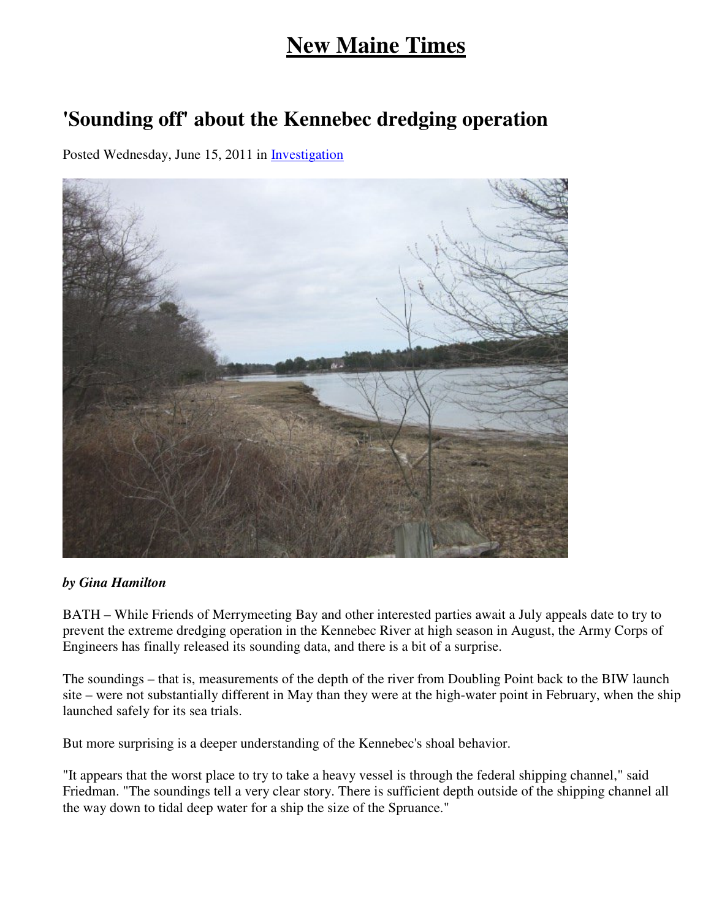# New Maine Times

## 'Sounding off' about the Kennebec dredging operation

Posted Wednesday, June 15, 2011 in Investigation

***by Gina Hamilton***

BATH – While Friends of Merrymeeting Bay and other interested parties await a July appeals date to try to prevent the extreme dredging operation in the Kennebec River at high season in August, the Army Corps of Engineers has finally released its sounding data, and there is a bit of a surprise.

The soundings – that is, measurements of the depth of the river from Doubling Point back to the BIW launch site – were not substantially different in May than they were at the high-water point in February, when the ship launched safely for its sea trials.

But more surprising is a deeper understanding of the Kennebec's shoal behavior.

"It appears that the worst place to try to take a heavy vessel is through the federal shipping channel," said Friedman. "The soundings tell a very clear story. There is sufficient depth outside of the shipping channel all the way down to tidal deep water for a ship the size of the Spruance."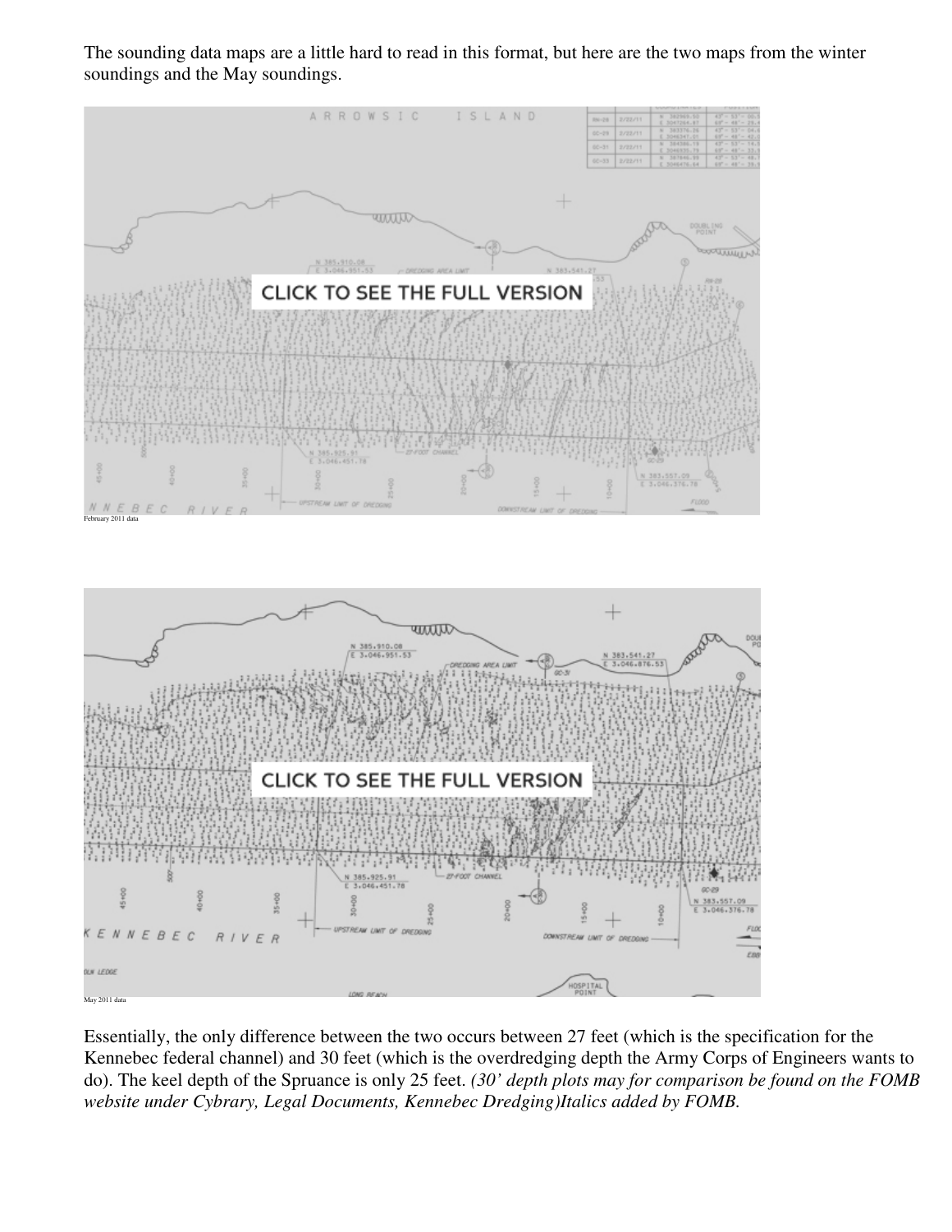The sounding data maps are a little hard to read in this format, but here are the two maps from the winter soundings and the May soundings.

February 2011 data

May 2011 data

Essentially, the only difference between the two occurs between 27 feet (which is the specification for the Kennebec federal channel) and 30 feet (which is the overdredging depth the Army Corps of Engineers wants to do). The keel depth of the Spruance is only 25 feet. *(30' depth plots may for comparison be found on the FOMB website under Cybrary, Legal Documents, Kennebec Dredging)Italics added by FOMB.*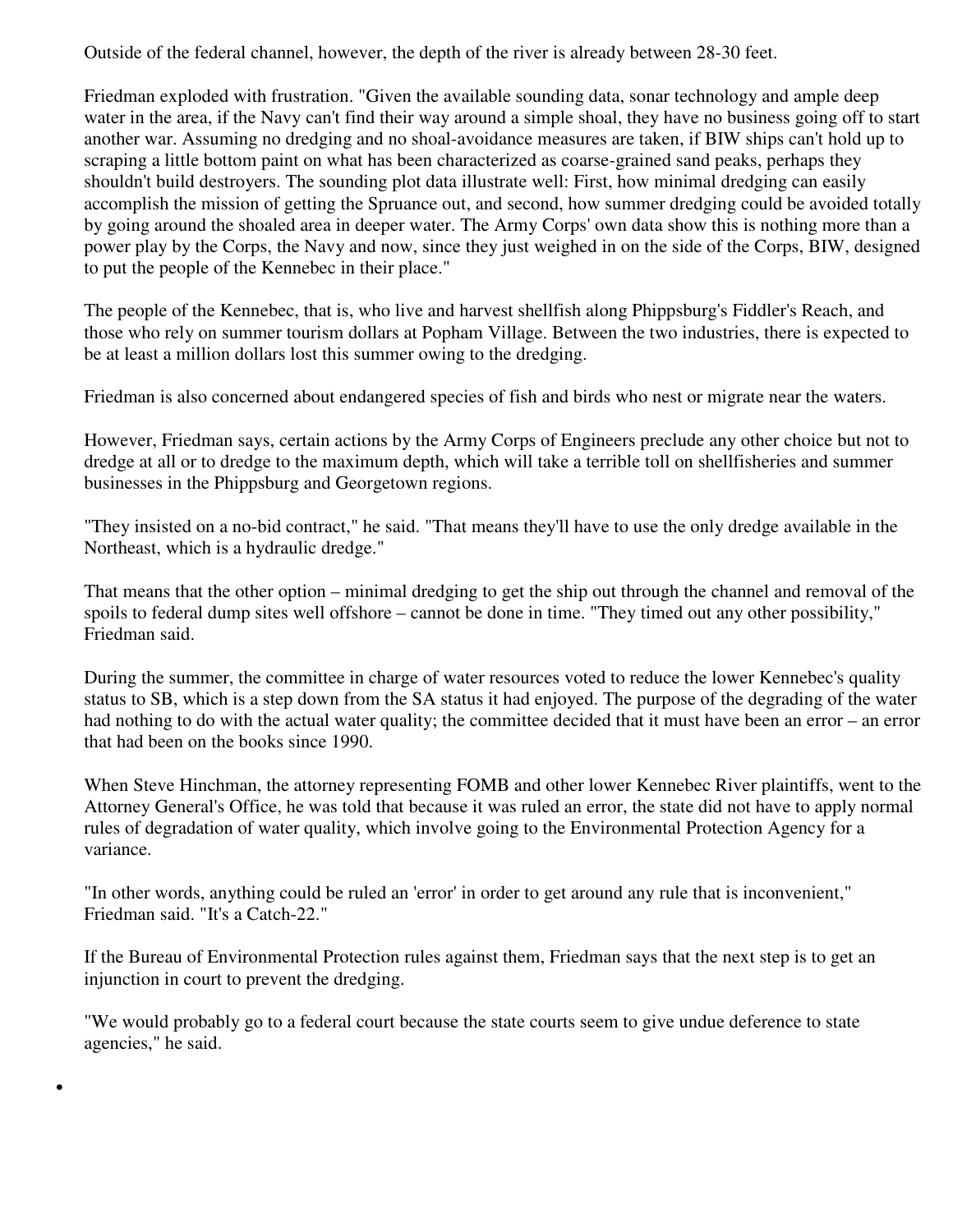Outside of the federal channel, however, the depth of the river is already between 28-30 feet.

Friedman exploded with frustration. "Given the available sounding data, sonar technology and ample deep water in the area, if the Navy can't find their way around a simple shoal, they have no business going off to start another war. Assuming no dredging and no shoal-avoidance measures are taken, if BIW ships can't hold up to scraping a little bottom paint on what has been characterized as coarse-grained sand peaks, perhaps they shouldn't build destroyers. The sounding plot data illustrate well: First, how minimal dredging can easily accomplish the mission of getting the Spruance out, and second, how summer dredging could be avoided totally by going around the shoaled area in deeper water. The Army Corps' own data show this is nothing more than a power play by the Corps, the Navy and now, since they just weighed in on the side of the Corps, BIW, designed to put the people of the Kennebec in their place."

The people of the Kennebec, that is, who live and harvest shellfish along Phippsburg's Fiddler's Reach, and those who rely on summer tourism dollars at Popham Village. Between the two industries, there is expected to be at least a million dollars lost this summer owing to the dredging.

Friedman is also concerned about endangered species of fish and birds who nest or migrate near the waters.

However, Friedman says, certain actions by the Army Corps of Engineers preclude any other choice but not to dredge at all or to dredge to the maximum depth, which will take a terrible toll on shellfisheries and summer businesses in the Phippsburg and Georgetown regions.

"They insisted on a no-bid contract," he said. "That means they'll have to use the only dredge available in the Northeast, which is a hydraulic dredge."

That means that the other option – minimal dredging to get the ship out through the channel and removal of the spoils to federal dump sites well offshore – cannot be done in time. "They timed out any other possibility," Friedman said.

During the summer, the committee in charge of water resources voted to reduce the lower Kennebec's quality status to SB, which is a step down from the SA status it had enjoyed. The purpose of the degrading of the water had nothing to do with the actual water quality; the committee decided that it must have been an error – an error that had been on the books since 1990.

When Steve Hinchman, the attorney representing FOMB and other lower Kennebec River plaintiffs, went to the Attorney General's Office, he was told that because it was ruled an error, the state did not have to apply normal rules of degradation of water quality, which involve going to the Environmental Protection Agency for a variance.

"In other words, anything could be ruled an 'error' in order to get around any rule that is inconvenient," Friedman said. "It's a Catch-22."

If the Bureau of Environmental Protection rules against them, Friedman says that the next step is to get an injunction in court to prevent the dredging.

"We would probably go to a federal court because the state courts seem to give undue deference to state agencies," he said.